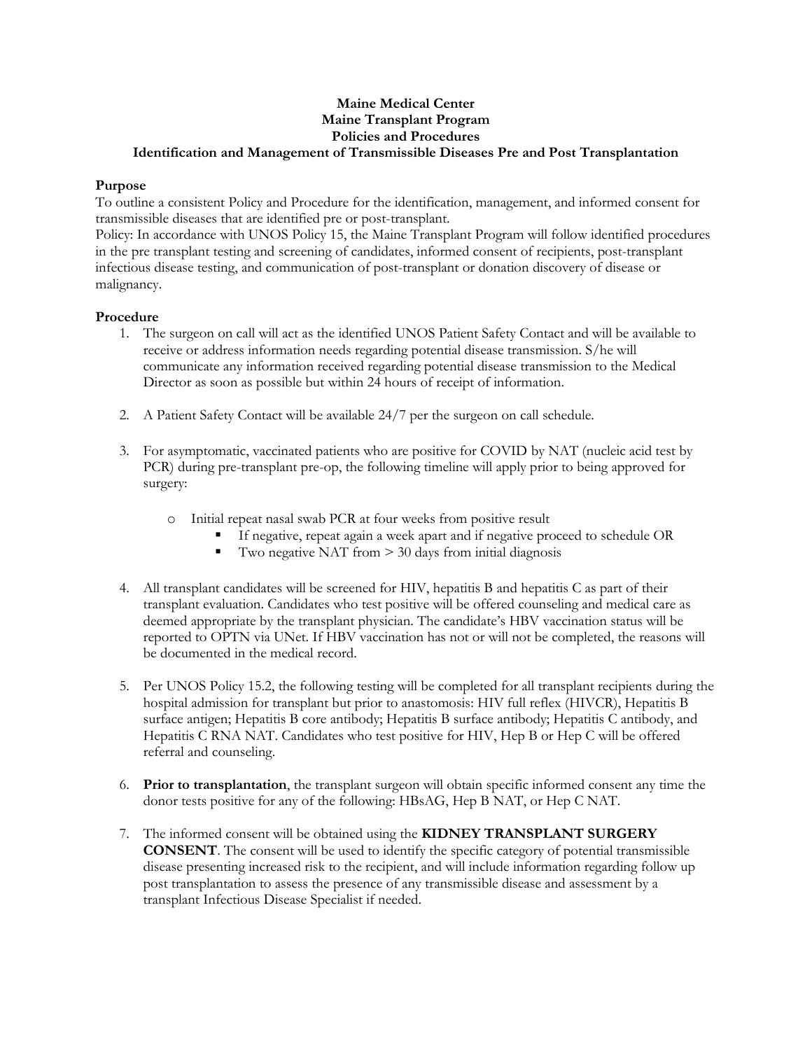**Maine Medical Center**
**Maine Transplant Program**
**Policies and Procedures**
**Identification and Management of Transmissible Diseases Pre and Post Transplantation**

**Purpose**

To outline a consistent Policy and Procedure for the identification, management, and informed consent for transmissible diseases that are identified pre or post-transplant.

Policy: In accordance with UNOS Policy 15, the Maine Transplant Program will follow identified procedures in the pre transplant testing and screening of candidates, informed consent of recipients, post-transplant infectious disease testing, and communication of post-transplant or donation discovery of disease or malignancy.

**Procedure**

1. The surgeon on call will act as the identified UNOS Patient Safety Contact and will be available to receive or address information needs regarding potential disease transmission. S/he will communicate any information received regarding potential disease transmission to the Medical Director as soon as possible but within 24 hours of receipt of information.

2. A Patient Safety Contact will be available 24/7 per the surgeon on call schedule.

3. For asymptomatic, vaccinated patients who are positive for COVID by NAT (nucleic acid test by PCR) during pre-transplant pre-op, the following timeline will apply prior to being approved for surgery:

    - Initial repeat nasal swab PCR at four weeks from positive result
        - If negative, repeat again a week apart and if negative proceed to schedule OR
        - Two negative NAT from > 30 days from initial diagnosis

4. All transplant candidates will be screened for HIV, hepatitis B and hepatitis C as part of their transplant evaluation. Candidates who test positive will be offered counseling and medical care as deemed appropriate by the transplant physician. The candidate's HBV vaccination status will be reported to OPTN via UNet. If HBV vaccination has not or will not be completed, the reasons will be documented in the medical record.

5. Per UNOS Policy 15.2, the following testing will be completed for all transplant recipients during the hospital admission for transplant but prior to anastomosis: HIV full reflex (HIVCR), Hepatitis B surface antigen; Hepatitis B core antibody; Hepatitis B surface antibody; Hepatitis C antibody, and Hepatitis C RNA NAT. Candidates who test positive for HIV, Hep B or Hep C will be offered referral and counseling.

6. **Prior to transplantation**, the transplant surgeon will obtain specific informed consent any time the donor tests positive for any of the following: HBsAG, Hep B NAT, or Hep C NAT.

7. The informed consent will be obtained using the **KIDNEY TRANSPLANT SURGERY CONSENT**. The consent will be used to identify the specific category of potential transmissible disease presenting increased risk to the recipient, and will include information regarding follow up post transplantation to assess the presence of any transmissible disease and assessment by a transplant Infectious Disease Specialist if needed.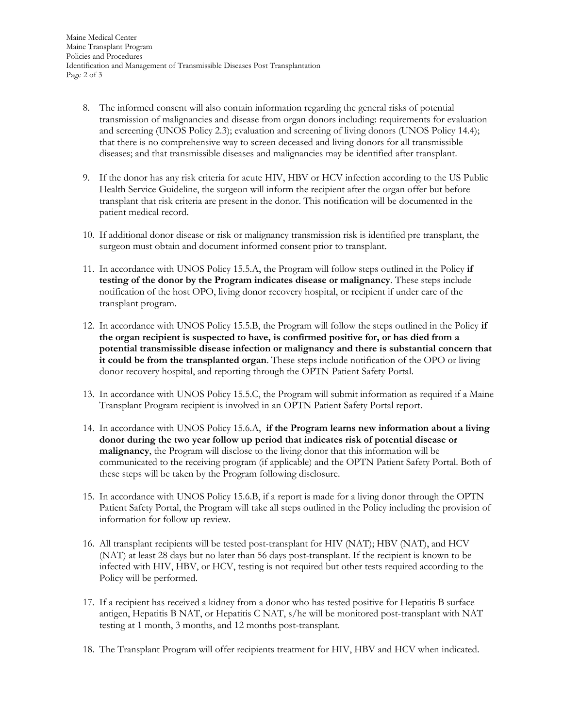8. The informed consent will also contain information regarding the general risks of potential transmission of malignancies and disease from organ donors including: requirements for evaluation and screening (UNOS Policy 2.3); evaluation and screening of living donors (UNOS Policy 14.4); that there is no comprehensive way to screen deceased and living donors for all transmissible diseases; and that transmissible diseases and malignancies may be identified after transplant.

9. If the donor has any risk criteria for acute HIV, HBV or HCV infection according to the US Public Health Service Guideline, the surgeon will inform the recipient after the organ offer but before transplant that risk criteria are present in the donor. This notification will be documented in the patient medical record.

10. If additional donor disease or risk or malignancy transmission risk is identified pre transplant, the surgeon must obtain and document informed consent prior to transplant.

11. In accordance with UNOS Policy 15.5.A, the Program will follow steps outlined in the Policy **if testing of the donor by the Program indicates disease or malignancy**. These steps include notification of the host OPO, living donor recovery hospital, or recipient if under care of the transplant program.

12. In accordance with UNOS Policy 15.5.B, the Program will follow the steps outlined in the Policy **if the organ recipient is suspected to have, is confirmed positive for, or has died from a potential transmissible disease infection or malignancy and there is substantial concern that it could be from the transplanted organ**. These steps include notification of the OPO or living donor recovery hospital, and reporting through the OPTN Patient Safety Portal.

13. In accordance with UNOS Policy 15.5.C, the Program will submit information as required if a Maine Transplant Program recipient is involved in an OPTN Patient Safety Portal report.

14. In accordance with UNOS Policy 15.6.A, **if the Program learns new information about a living donor during the two year follow up period that indicates risk of potential disease or malignancy**, the Program will disclose to the living donor that this information will be communicated to the receiving program (if applicable) and the OPTN Patient Safety Portal. Both of these steps will be taken by the Program following disclosure.

15. In accordance with UNOS Policy 15.6.B, if a report is made for a living donor through the OPTN Patient Safety Portal, the Program will take all steps outlined in the Policy including the provision of information for follow up review.

16. All transplant recipients will be tested post-transplant for HIV (NAT); HBV (NAT), and HCV (NAT) at least 28 days but no later than 56 days post-transplant. If the recipient is known to be infected with HIV, HBV, or HCV, testing is not required but other tests required according to the Policy will be performed.

17. If a recipient has received a kidney from a donor who has tested positive for Hepatitis B surface antigen, Hepatitis B NAT, or Hepatitis C NAT, s/he will be monitored post-transplant with NAT testing at 1 month, 3 months, and 12 months post-transplant.

18. The Transplant Program will offer recipients treatment for HIV, HBV and HCV when indicated.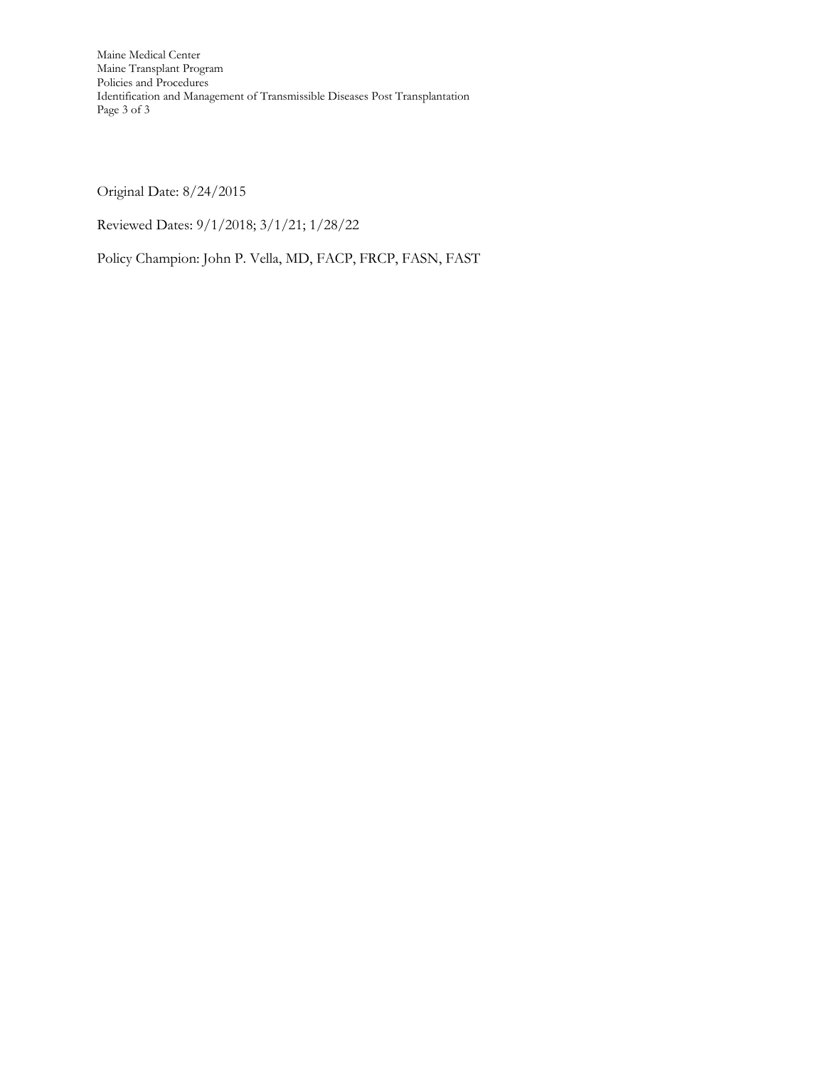Original Date: 8/24/2015

Reviewed Dates: 9/1/2018; 3/1/21; 1/28/22

Policy Champion: John P. Vella, MD, FACP, FRCP, FASN, FAST